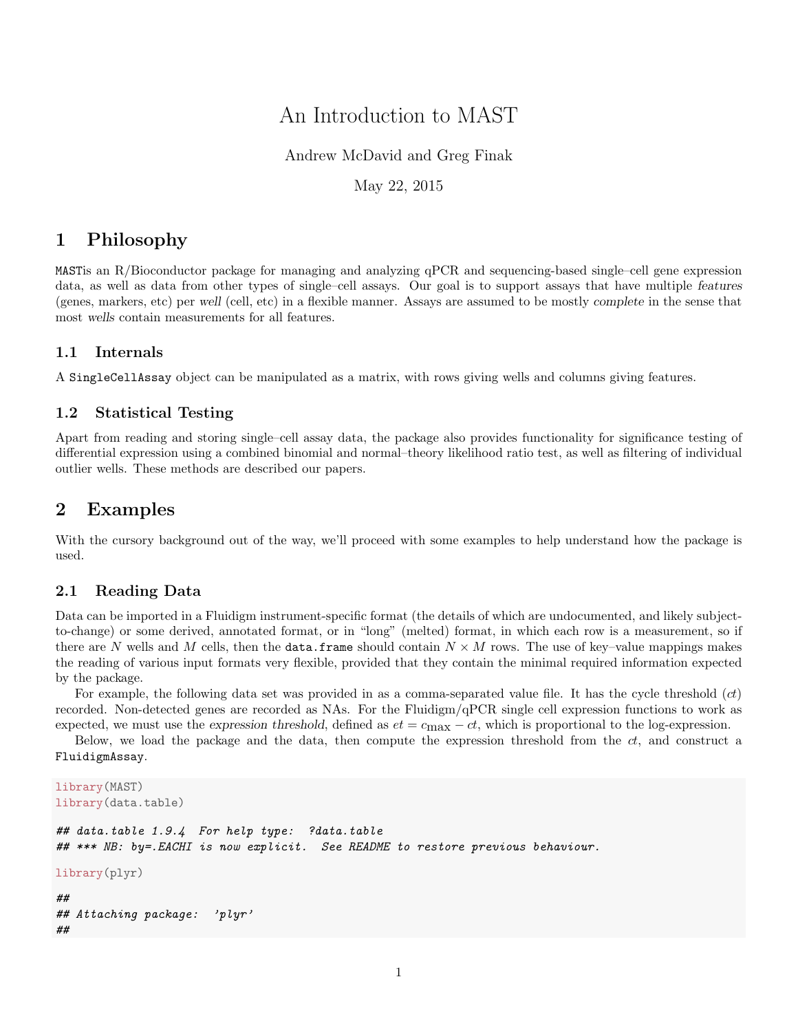# An Introduction to MAST

Andrew McDavid and Greg Finak

May 22, 2015

## 1 Philosophy

`MAST`is an R/Bioconductor package for managing and analyzing qPCR and sequencing-based single–cell gene expression data, as well as data from other types of single–cell assays. Our goal is to support assays that have multiple *features* (genes, markers, etc) per *well* (cell, etc) in a flexible manner. Assays are assumed to be mostly *complete* in the sense that most *wells* contain measurements for all features.

### 1.1 Internals

A `SingleCellAssay` object can be manipulated as a matrix, with rows giving wells and columns giving features.

### 1.2 Statistical Testing

Apart from reading and storing single–cell assay data, the package also provides functionality for significance testing of differential expression using a combined binomial and normal–theory likelihood ratio test, as well as filtering of individual outlier wells. These methods are described our papers.

## 2 Examples

With the cursory background out of the way, we'll proceed with some examples to help understand how the package is used.

### 2.1 Reading Data

Data can be imported in a Fluidigm instrument-specific format (the details of which are undocumented, and likely subject-to-change) or some derived, annotated format, or in "long" (melted) format, in which each row is a measurement, so if there are $N$ wells and $M$ cells, then the `data.frame` should contain $N \times M$ rows. The use of key–value mappings makes the reading of various input formats very flexible, provided that they contain the minimal required information expected by the package.

For example, the following data set was provided in as a comma-separated value file. It has the cycle threshold ($ct$) recorded. Non-detected genes are recorded as NAs. For the Fluidigm/qPCR single cell expression functions to work as expected, we must use the *expression threshold*, defined as $et = c_{\max} - ct$, which is proportional to the log-expression.

Below, we load the package and the data, then compute the expression threshold from the $ct$, and construct a `FluidigmAssay`.

```
library(MAST)
library(data.table)

## data.table 1.9.4  For help type:  ?data.table
## *** NB: by=.EACHI is now explicit.  See README to restore previous behaviour.

library(plyr)

##
## Attaching package:  'plyr'
##
```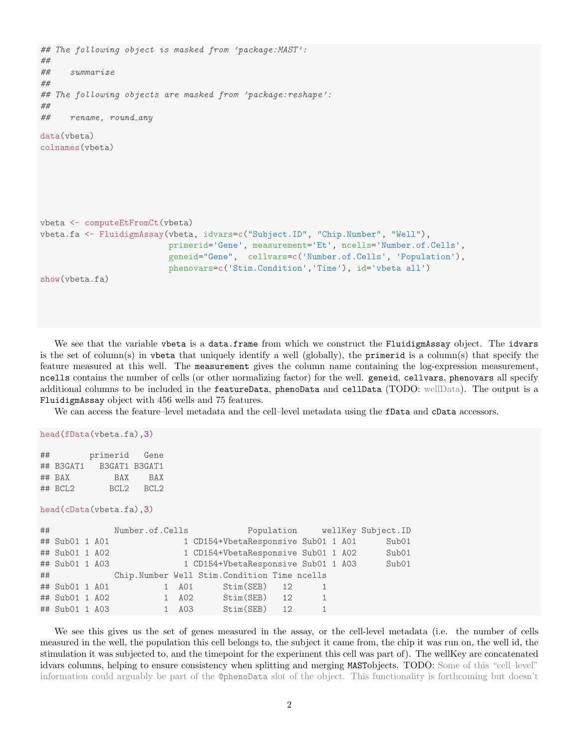```
## The following object is masked from 'package:MAST':
##
##     summarize
##
## The following objects are masked from 'package:reshape':
##
##     rename, round_any

data(vbeta)
colnames(vbeta)





vbeta <- computeEtFromCt(vbeta)
vbeta.fa <- FluidigmAssay(vbeta, idvars=c("Subject.ID", "Chip.Number", "Well"),
                          primerid='Gene', measurement='Et', ncells='Number.of.Cells',
                          geneid="Gene",  cellvars=c('Number.of.Cells', 'Population'),
                          phenovars=c('Stim.Condition','Time'), id='vbeta all')
show(vbeta.fa)
```

We see that the variable `vbeta` is a `data.frame` from which we construct the `FluidigmAssay` object. The `idvars` is the set of column(s) in `vbeta` that uniquely identify a well (globally), the `primerid` is a column(s) that specify the feature measured at this well. The `measurement` gives the column name containing the log-expression measurement, `ncells` contains the number of cells (or other normalizing factor) for the well. `geneid`, `cellvars`, `phenovars` all specify additional columns to be included in the `featureData`, `phenoData` and `cellData` (TODO: wellData). The output is a `FluidigmAssay` object with 456 wells and 75 features.

We can access the feature–level metadata and the cell–level metadata using the `fData` and `cData` accessors.

```
head(fData(vbeta.fa),3)

##        primerid   Gene
## B3GAT1   B3GAT1 B3GAT1
## BAX         BAX    BAX
## BCL2       BCL2   BCL2

head(cData(vbeta.fa),3)

##             Number.of.Cells            Population     wellKey Subject.ID
## Sub01 1 A01               1 CD154+VbetaResponsive Sub01 1 A01      Sub01
## Sub01 1 A02               1 CD154+VbetaResponsive Sub01 1 A02      Sub01
## Sub01 1 A03               1 CD154+VbetaResponsive Sub01 1 A03      Sub01
##             Chip.Number Well Stim.Condition Time ncells
## Sub01 1 A01           1  A01      Stim(SEB)   12      1
## Sub01 1 A02           1  A02      Stim(SEB)   12      1
## Sub01 1 A03           1  A03      Stim(SEB)   12      1
```

We see this gives us the set of genes measured in the assay, or the cell-level metadata (i.e. the number of cells measured in the well, the population this cell belongs to, the subject it came from, the chip it was run on, the well id, the stimulation it was subjected to, and the timepoint for the experiment this cell was part of). The wellKey are concatenated idvars columns, helping to ensure consistency when splitting and merging `MAST`objects. TODO: Some of this "cell–level" information could arguably be part of the `@phenoData` slot of the object. This functionality is forthcoming but doesn't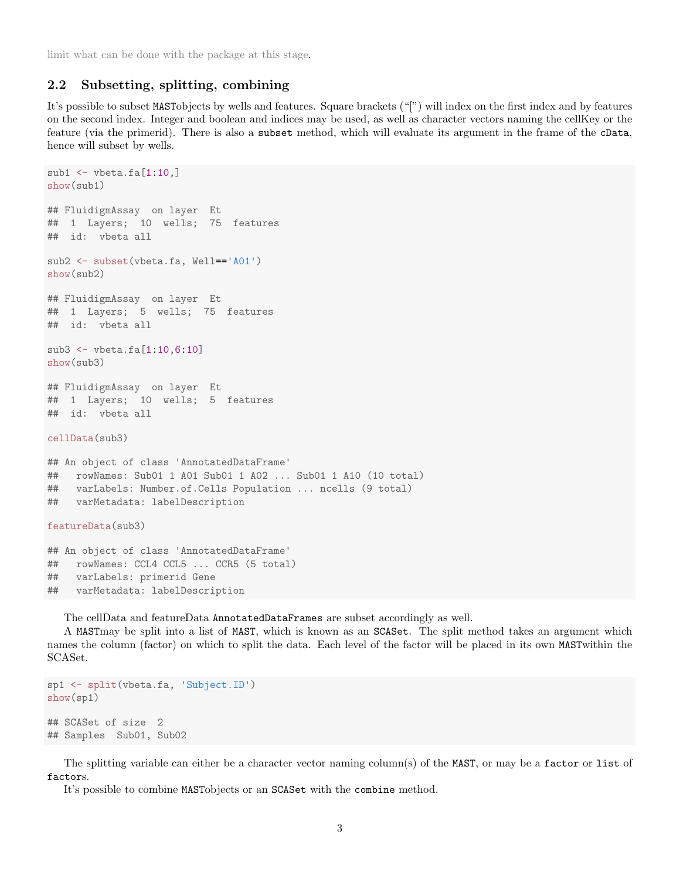limit what can be done with the package at this stage.

## 2.2 Subsetting, splitting, combining

It's possible to subset MASTobjects by wells and features. Square brackets ("[") will index on the first index and by features on the second index. Integer and boolean and indices may be used, as well as character vectors naming the cellKey or the feature (via the primerid). There is also a subset method, which will evaluate its argument in the frame of the cData, hence will subset by wells.

```
sub1 <- vbeta.fa[1:10,]
show(sub1)

## FluidigmAssay  on layer  Et
##  1  Layers;  10  wells;  75  features
##  id:  vbeta all

sub2 <- subset(vbeta.fa, Well=='A01')
show(sub2)

## FluidigmAssay  on layer  Et
##  1  Layers;  5  wells;  75  features
##  id:  vbeta all

sub3 <- vbeta.fa[1:10,6:10]
show(sub3)

## FluidigmAssay  on layer  Et
##  1  Layers;  10  wells;  5  features
##  id:  vbeta all

cellData(sub3)

## An object of class 'AnnotatedDataFrame'
##   rowNames: Sub01 1 A01 Sub01 1 A02 ... Sub01 1 A10 (10 total)
##   varLabels: Number.of.Cells Population ... ncells (9 total)
##   varMetadata: labelDescription

featureData(sub3)

## An object of class 'AnnotatedDataFrame'
##   rowNames: CCL4 CCL5 ... CCR5 (5 total)
##   varLabels: primerid Gene
##   varMetadata: labelDescription
```

The cellData and featureData AnnotatedDataFrames are subset accordingly as well.

A MASTmay be split into a list of MAST, which is known as an SCASet. The split method takes an argument which names the column (factor) on which to split the data. Each level of the factor will be placed in its own MASTwithin the SCASet.

```
sp1 <- split(vbeta.fa, 'Subject.ID')
show(sp1)

## SCASet of size  2
## Samples  Sub01, Sub02
```

The splitting variable can either be a character vector naming column(s) of the MAST, or may be a factor or list of factors.

It's possible to combine MASTobjects or an SCASet with the combine method.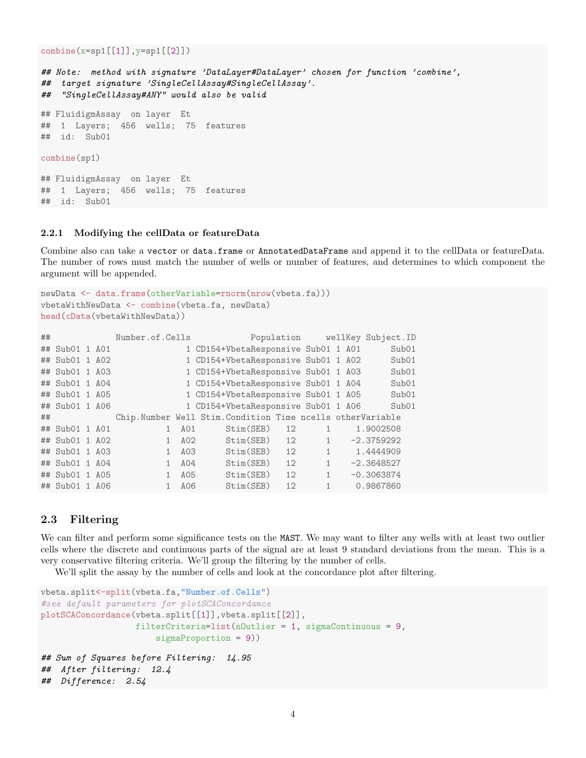```
combine(x=sp1[[1]],y=sp1[[2]])

## Note:  method with signature 'DataLayer#DataLayer' chosen for function 'combine',
##  target signature 'SingleCellAssay#SingleCellAssay'.
##  "SingleCellAssay#ANY" would also be valid

## FluidigmAssay  on layer  Et
##  1  Layers;  456  wells;  75  features
##  id:  Sub01

combine(sp1)

## FluidigmAssay  on layer  Et
##  1  Layers;  456  wells;  75  features
##  id:  Sub01
```

### 2.2.1 Modifying the cellData or featureData

Combine also can take a `vector` or `data.frame` or `AnnotatedDataFrame` and append it to the cellData or featureData. The number of rows must match the number of wells or number of features, and determines to which component the argument will be appended.

```
newData <- data.frame(otherVariable=rnorm(nrow(vbeta.fa)))
vbetaWithNewData <- combine(vbeta.fa, newData)
head(cData(vbetaWithNewData))

##             Number.of.Cells            Population     wellKey Subject.ID
## Sub01 1 A01               1 CD154+VbetaResponsive Sub01 1 A01      Sub01
## Sub01 1 A02               1 CD154+VbetaResponsive Sub01 1 A02      Sub01
## Sub01 1 A03               1 CD154+VbetaResponsive Sub01 1 A03      Sub01
## Sub01 1 A04               1 CD154+VbetaResponsive Sub01 1 A04      Sub01
## Sub01 1 A05               1 CD154+VbetaResponsive Sub01 1 A05      Sub01
## Sub01 1 A06               1 CD154+VbetaResponsive Sub01 1 A06      Sub01
##             Chip.Number Well Stim.Condition Time ncells otherVariable
## Sub01 1 A01           1  A01      Stim(SEB)   12      1     1.9002508
## Sub01 1 A02           1  A02      Stim(SEB)   12      1    -2.3759292
## Sub01 1 A03           1  A03      Stim(SEB)   12      1     1.4444909
## Sub01 1 A04           1  A04      Stim(SEB)   12      1    -2.3648527
## Sub01 1 A05           1  A05      Stim(SEB)   12      1    -0.3063874
## Sub01 1 A06           1  A06      Stim(SEB)   12      1     0.9867860
```

## 2.3 Filtering

We can filter and perform some significance tests on the `MAST`. We may want to filter any wells with at least two outlier cells where the discrete and continuous parts of the signal are at least 9 standard deviations from the mean. This is a very conservative filtering criteria. We'll group the filtering by the number of cells.

We'll split the assay by the number of cells and look at the concordance plot after filtering.

```
vbeta.split<-split(vbeta.fa,"Number.of.Cells")
#see default parameters for plotSCAConcordance
plotSCAConcordance(vbeta.split[[1]],vbeta.split[[2]],
                   filterCriteria=list(nOutlier = 1, sigmaContinuous = 9,
                       sigmaProportion = 9))

## Sum of Squares before Filtering:  14.95
##  After filtering:  12.4
##  Difference:  2.54
```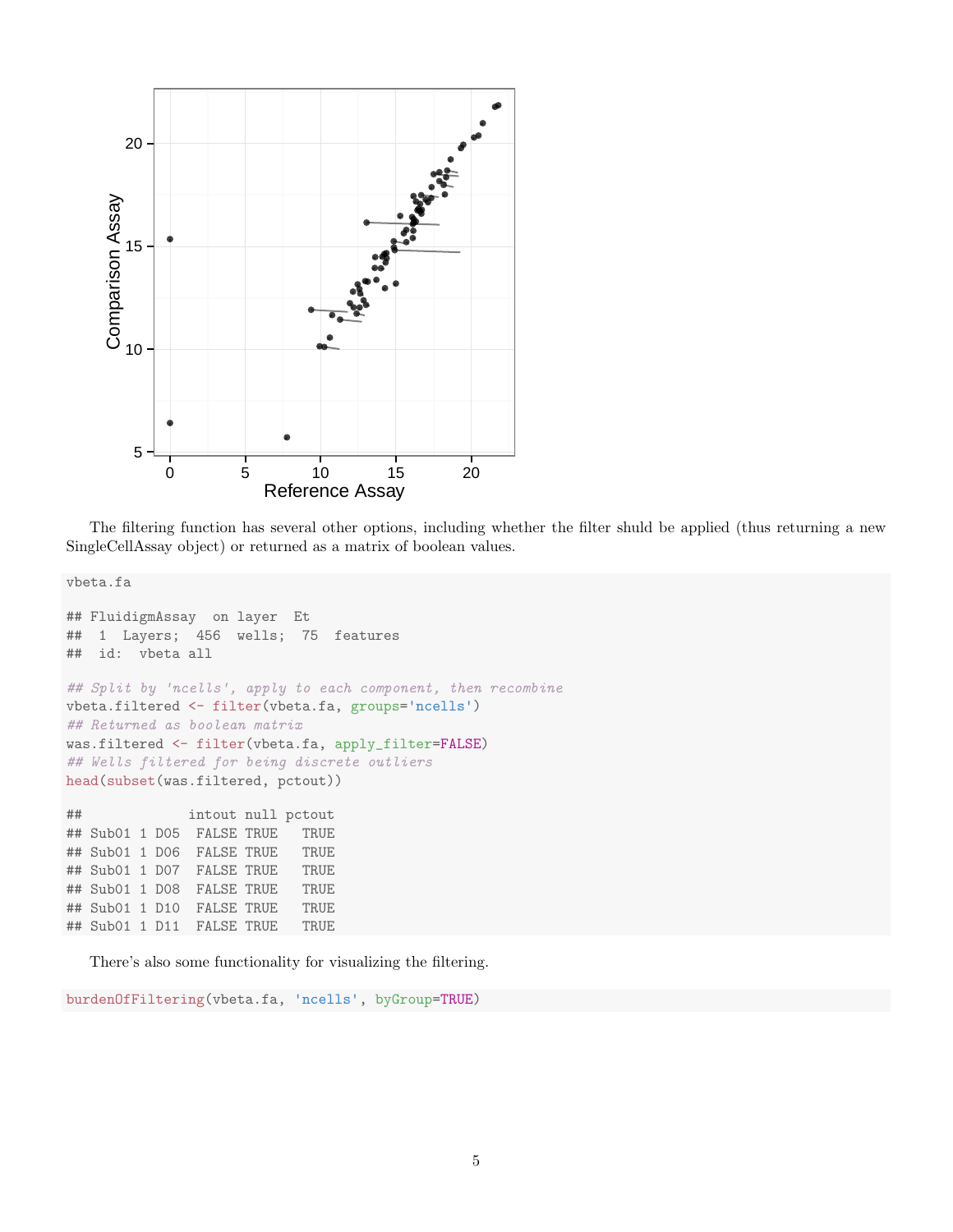The filtering function has several other options, including whether the filter shuld be applied (thus returning a new SingleCellAssay object) or returned as a matrix of boolean values.

```
vbeta.fa

## FluidigmAssay  on layer  Et
##  1  Layers;  456  wells;  75  features
##  id:  vbeta all

## Split by 'ncells', apply to each component, then recombine
vbeta.filtered <- filter(vbeta.fa, groups='ncells')
## Returned as boolean matrix
was.filtered <- filter(vbeta.fa, apply_filter=FALSE)
## Wells filtered for being discrete outliers
head(subset(was.filtered, pctout))

##             intout null pctout
## Sub01 1 D05  FALSE TRUE   TRUE
## Sub01 1 D06  FALSE TRUE   TRUE
## Sub01 1 D07  FALSE TRUE   TRUE
## Sub01 1 D08  FALSE TRUE   TRUE
## Sub01 1 D10  FALSE TRUE   TRUE
## Sub01 1 D11  FALSE TRUE   TRUE
```

There's also some functionality for visualizing the filtering.

```
burdenOfFiltering(vbeta.fa, 'ncells', byGroup=TRUE)
```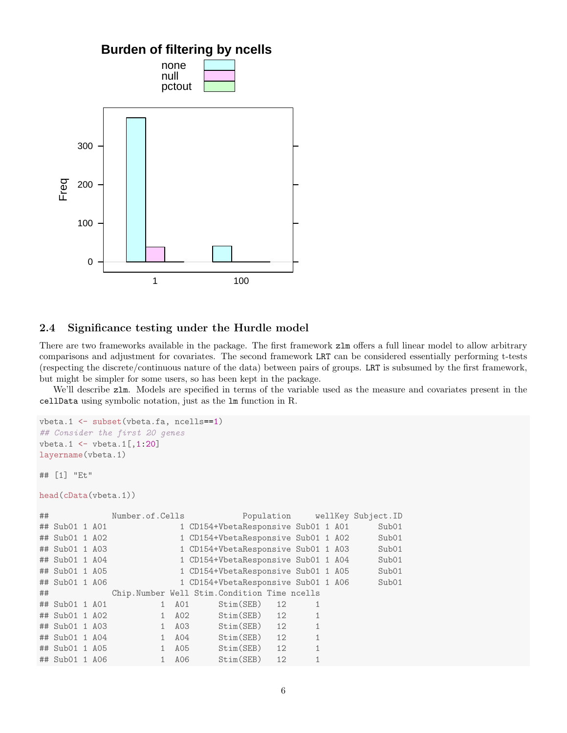Burden of filtering by ncells

none
null
pctout

Freq

1 100

## 2.4 Significance testing under the Hurdle model

There are two frameworks available in the package. The first framework `zlm` offers a full linear model to allow arbitrary comparisons and adjustment for covariates. The second framework `LRT` can be considered essentially performing t-tests (respecting the discrete/continuous nature of the data) between pairs of groups. `LRT` is subsumed by the first framework, but might be simpler for some users, so has been kept in the package.

We'll describe `zlm`. Models are specified in terms of the variable used as the measure and covariates present in the `cellData` using symbolic notation, just as the `lm` function in R.

```
vbeta.1 <- subset(vbeta.fa, ncells==1)
## Consider the first 20 genes
vbeta.1 <- vbeta.1[,1:20]
layername(vbeta.1)

## [1] "Et"

head(cData(vbeta.1))

##             Number.of.Cells            Population     wellKey Subject.ID
## Sub01 1 A01               1 CD154+VbetaResponsive Sub01 1 A01      Sub01
## Sub01 1 A02               1 CD154+VbetaResponsive Sub01 1 A02      Sub01
## Sub01 1 A03               1 CD154+VbetaResponsive Sub01 1 A03      Sub01
## Sub01 1 A04               1 CD154+VbetaResponsive Sub01 1 A04      Sub01
## Sub01 1 A05               1 CD154+VbetaResponsive Sub01 1 A05      Sub01
## Sub01 1 A06               1 CD154+VbetaResponsive Sub01 1 A06      Sub01
##             Chip.Number Well Stim.Condition Time ncells
## Sub01 1 A01           1  A01      Stim(SEB)   12      1
## Sub01 1 A02           1  A02      Stim(SEB)   12      1
## Sub01 1 A03           1  A03      Stim(SEB)   12      1
## Sub01 1 A04           1  A04      Stim(SEB)   12      1
## Sub01 1 A05           1  A05      Stim(SEB)   12      1
## Sub01 1 A06           1  A06      Stim(SEB)   12      1
```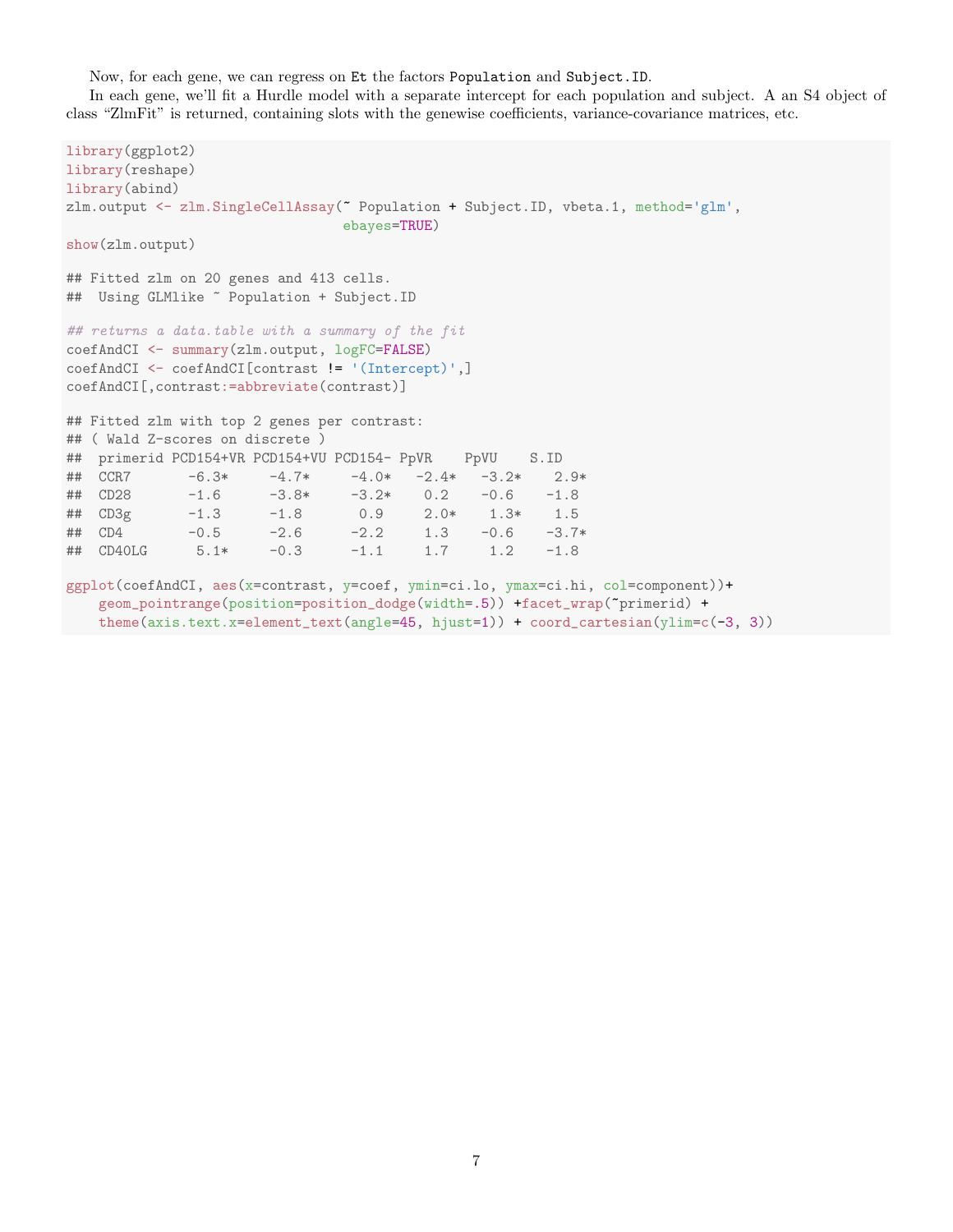Now, for each gene, we can regress on `Et` the factors `Population` and `Subject.ID`.

In each gene, we'll fit a Hurdle model with a separate intercept for each population and subject. A an S4 object of class "ZlmFit" is returned, containing slots with the genewise coefficients, variance-covariance matrices, etc.

```
library(ggplot2)
library(reshape)
library(abind)
zlm.output <- zlm.SingleCellAssay(~ Population + Subject.ID, vbeta.1, method='glm',
                                  ebayes=TRUE)
show(zlm.output)

## Fitted zlm on 20 genes and 413 cells.
##  Using GLMlike ~ Population + Subject.ID

## returns a data.table with a summary of the fit
coefAndCI <- summary(zlm.output, logFC=FALSE)
coefAndCI <- coefAndCI[contrast != '(Intercept)',]
coefAndCI[,contrast:=abbreviate(contrast)]

## Fitted zlm with top 2 genes per contrast:
## ( Wald Z-scores on discrete )
##  primerid PCD154+VR PCD154+VU PCD154- PpVR    PpVU    S.ID
##  CCR7       -6.3*     -4.7*     -4.0*   -2.4*   -3.2*    2.9*
##  CD28       -1.6      -3.8*     -3.2*    0.2    -0.6    -1.8
##  CD3g       -1.3      -1.8       0.9     2.0*    1.3*    1.5
##  CD4        -0.5      -2.6      -2.2     1.3    -0.6    -3.7*
##  CD40LG      5.1*     -0.3      -1.1     1.7     1.2    -1.8

ggplot(coefAndCI, aes(x=contrast, y=coef, ymin=ci.lo, ymax=ci.hi, col=component))+
    geom_pointrange(position=position_dodge(width=.5)) +facet_wrap(~primerid) +
    theme(axis.text.x=element_text(angle=45, hjust=1)) + coord_cartesian(ylim=c(-3, 3))
```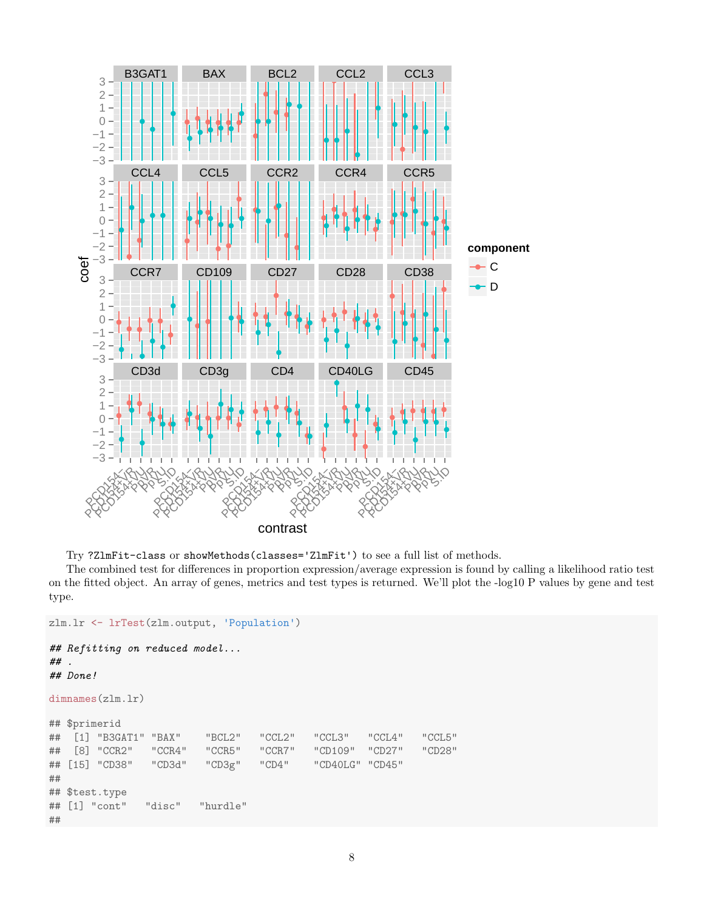Try `?ZlmFit-class` or `showMethods(classes='ZlmFit')` to see a full list of methods.

The combined test for differences in proportion expression/average expression is found by calling a likelihood ratio test on the fitted object. An array of genes, metrics and test types is returned. We'll plot the -log10 P values by gene and test type.

```
zlm.lr <- lrTest(zlm.output, 'Population')

## Refitting on reduced model...
## .
## Done!

dimnames(zlm.lr)

## $primerid
##  [1] "B3GAT1" "BAX"    "BCL2"   "CCL2"   "CCL3"   "CCL4"   "CCL5"
##  [8] "CCR2"   "CCR4"   "CCR5"   "CCR7"   "CD109"  "CD27"   "CD28"
## [15] "CD38"   "CD3d"   "CD3g"   "CD4"    "CD40LG" "CD45"
##
## $test.type
## [1] "cont"   "disc"   "hurdle"
##
```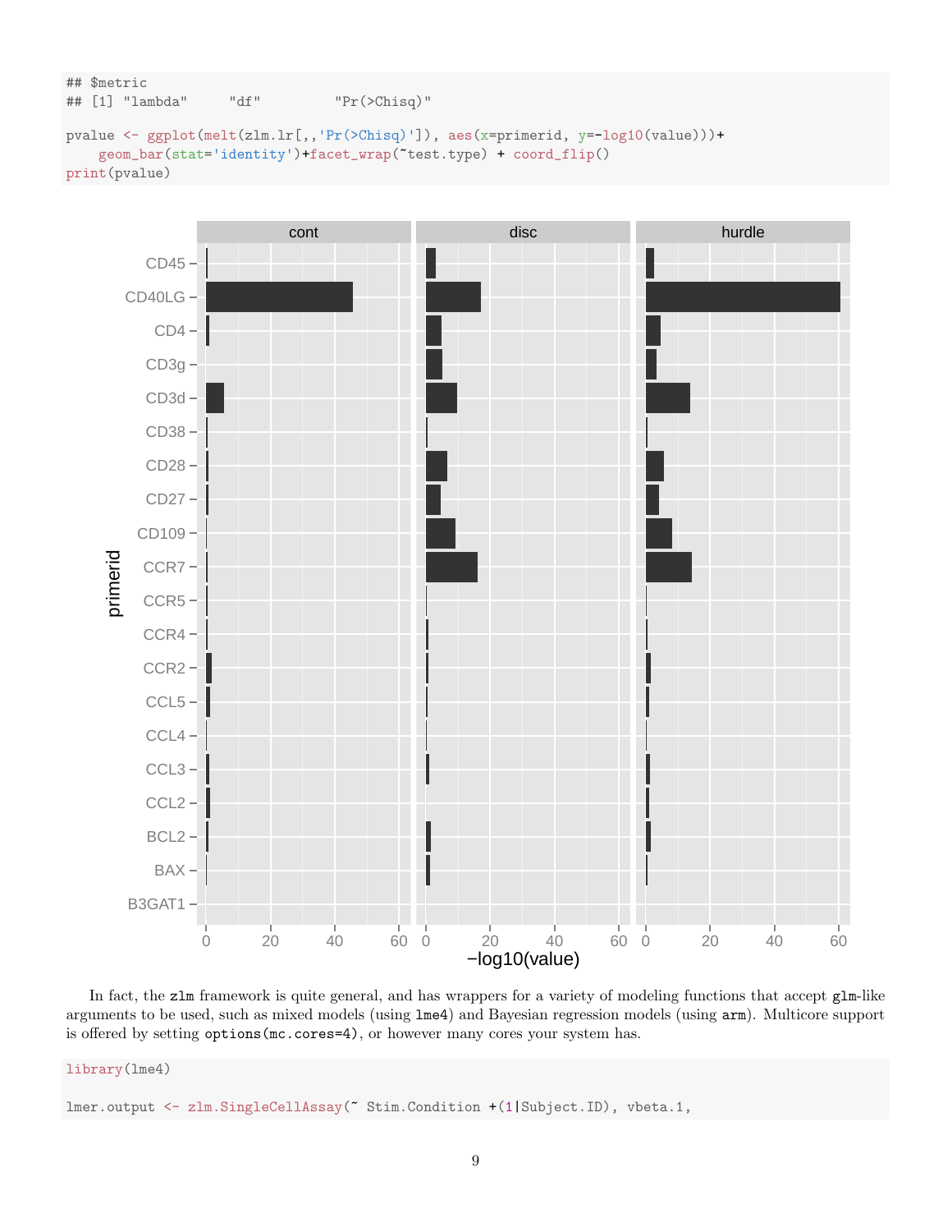```
## $metric
## [1] "lambda"     "df"         "Pr(>Chisq)"

pvalue <- ggplot(melt(zlm.lr[,,'Pr(>Chisq)']), aes(x=primerid, y=-log10(value)))+
    geom_bar(stat='identity')+facet_wrap(~test.type) + coord_flip()
print(pvalue)
```

In fact, the `zlm` framework is quite general, and has wrappers for a variety of modeling functions that accept `glm`-like arguments to be used, such as mixed models (using `lme4`) and Bayesian regression models (using `arm`). Multicore support is offered by setting `options(mc.cores=4)`, or however many cores your system has.

```
library(lme4)

lmer.output <- zlm.SingleCellAssay(~ Stim.Condition +(1|Subject.ID), vbeta.1,
```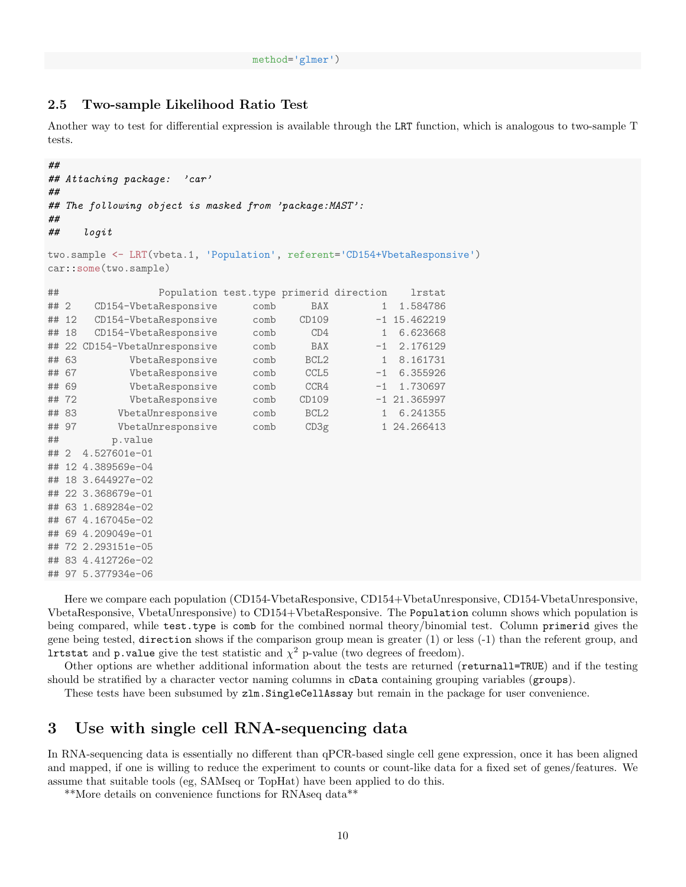```
                          method='glmer')
```

### 2.5 Two-sample Likelihood Ratio Test

Another way to test for differential expression is available through the `LRT` function, which is analogous to two-sample T tests.

```
##
## Attaching package:  'car'
##
## The following object is masked from 'package:MAST':
##
##     logit

two.sample <- LRT(vbeta.1, 'Population', referent='CD154+VbetaResponsive')
car::some(two.sample)

##                 Population test.type primerid direction    lrstat
## 2    CD154-VbetaResponsive      comb      BAX         1  1.584786
## 12   CD154-VbetaResponsive      comb    CD109        -1 15.462219
## 18   CD154-VbetaResponsive      comb      CD4         1  6.623668
## 22 CD154-VbetaUnresponsive      comb      BAX        -1  2.176129
## 63         VbetaResponsive      comb     BCL2         1  8.161731
## 67         VbetaResponsive      comb     CCL5        -1  6.355926
## 69         VbetaResponsive      comb     CCR4        -1  1.730697
## 72         VbetaResponsive      comb    CD109        -1 21.365997
## 83       VbetaUnresponsive      comb     BCL2         1  6.241355
## 97       VbetaUnresponsive      comb     CD3g         1 24.266413
##         p.value
## 2  4.527601e-01
## 12 4.389569e-04
## 18 3.644927e-02
## 22 3.368679e-01
## 63 1.689284e-02
## 67 4.167045e-02
## 69 4.209049e-01
## 72 2.293151e-05
## 83 4.412726e-02
## 97 5.377934e-06
```

Here we compare each population (CD154-VbetaResponsive, CD154+VbetaUnresponsive, CD154-VbetaUnresponsive, VbetaResponsive, VbetaUnresponsive) to CD154+VbetaResponsive. The `Population` column shows which population is being compared, while `test.type` is `comb` for the combined normal theory/binomial test. Column `primerid` gives the gene being tested, `direction` shows if the comparison group mean is greater (1) or less (-1) than the referent group, and `lrtstat` and `p.value` give the test statistic and $\chi^2$ p-value (two degrees of freedom).

Other options are whether additional information about the tests are returned (`returnall=TRUE`) and if the testing should be stratified by a character vector naming columns in `cData` containing grouping variables (`groups`).

These tests have been subsumed by `zlm.SingleCellAssay` but remain in the package for user convenience.

## 3 Use with single cell RNA-sequencing data

In RNA-sequencing data is essentially no different than qPCR-based single cell gene expression, once it has been aligned and mapped, if one is willing to reduce the experiment to counts or count-like data for a fixed set of genes/features. We assume that suitable tools (eg, SAMseq or TopHat) have been applied to do this.

**More details on convenience functions for RNAseq data**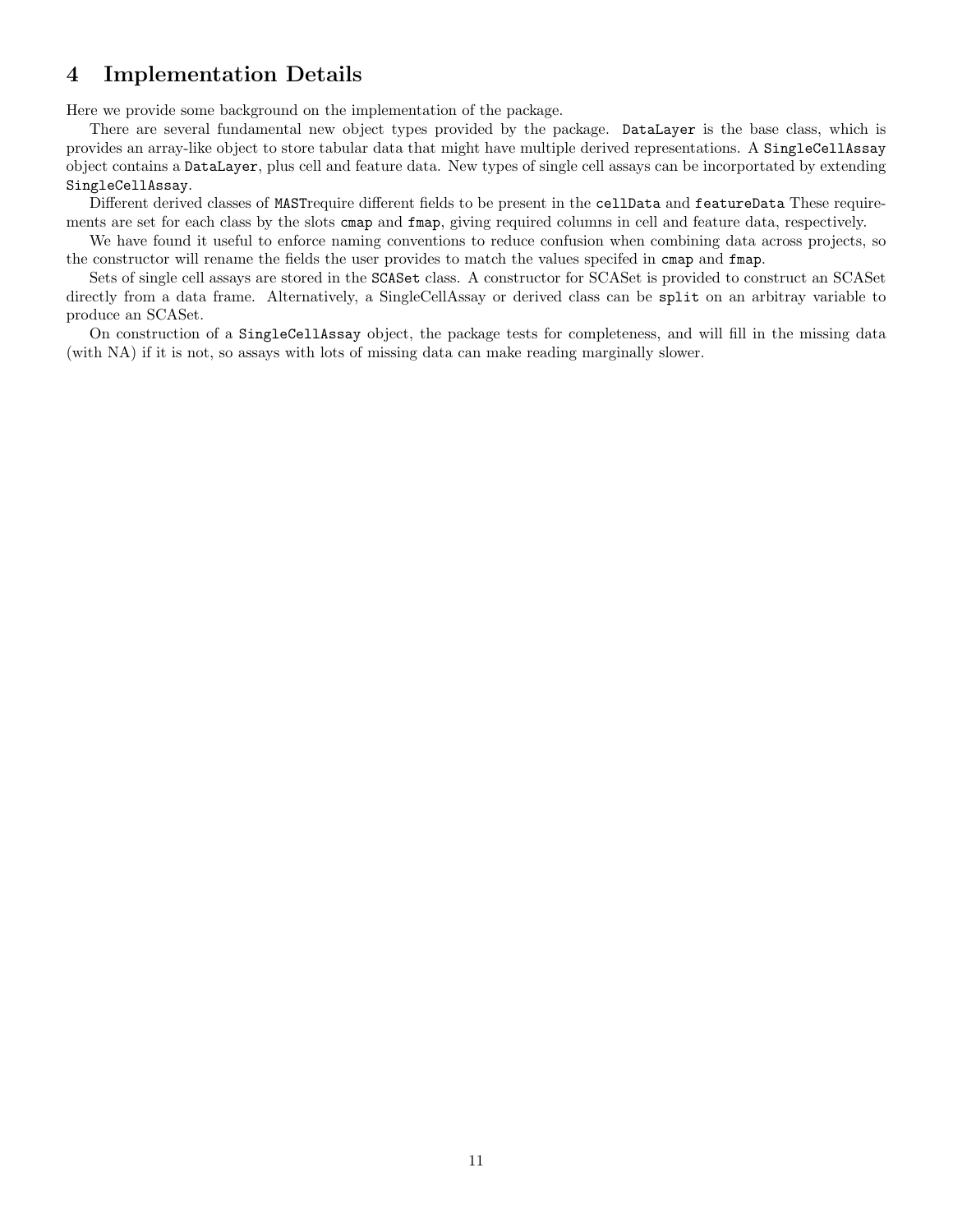# 4 Implementation Details

Here we provide some background on the implementation of the package.

There are several fundamental new object types provided by the package. `DataLayer` is the base class, which is provides an array-like object to store tabular data that might have multiple derived representations. A `SingleCellAssay` object contains a `DataLayer`, plus cell and feature data. New types of single cell assays can be incorportated by extending `SingleCellAssay`.

Different derived classes of `MAST`require different fields to be present in the `cellData` and `featureData` These requirements are set for each class by the slots `cmap` and `fmap`, giving required columns in cell and feature data, respectively.

We have found it useful to enforce naming conventions to reduce confusion when combining data across projects, so the constructor will rename the fields the user provides to match the values specifed in `cmap` and `fmap`.

Sets of single cell assays are stored in the `SCASet` class. A constructor for SCASet is provided to construct an SCASet directly from a data frame. Alternatively, a SingleCellAssay or derived class can be `split` on an arbitray variable to produce an SCASet.

On construction of a `SingleCellAssay` object, the package tests for completeness, and will fill in the missing data (with NA) if it is not, so assays with lots of missing data can make reading marginally slower.